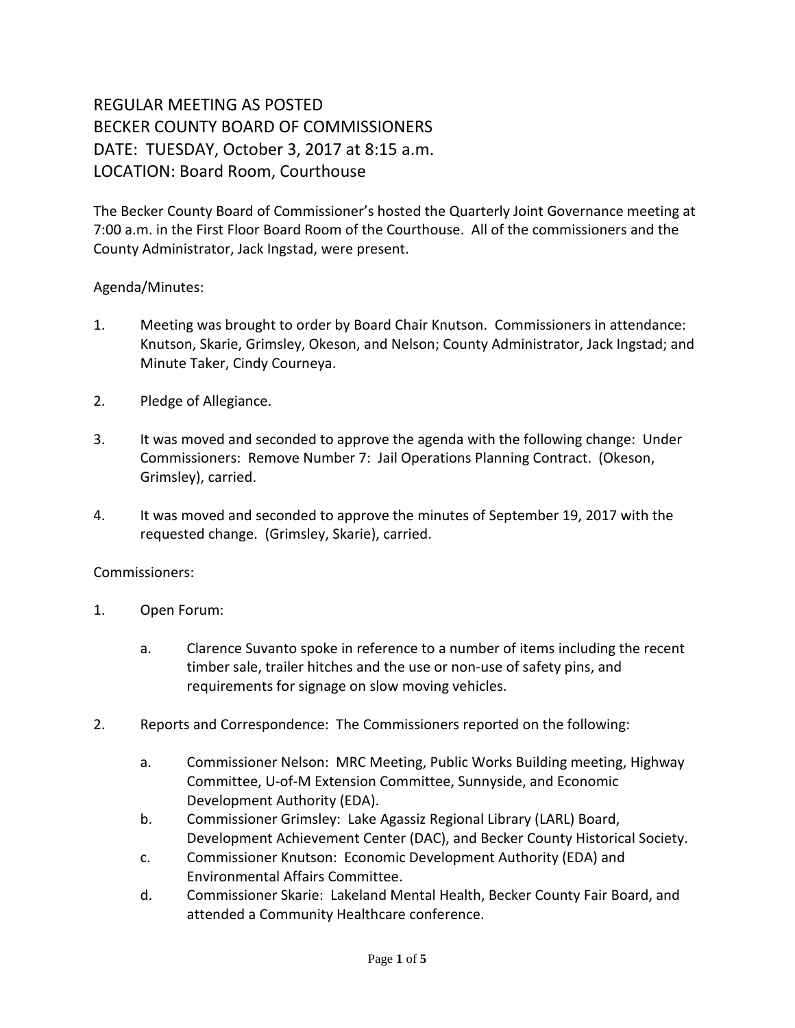# REGULAR MEETING AS POSTED
# BECKER COUNTY BOARD OF COMMISSIONERS
# DATE: TUESDAY, October 3, 2017 at 8:15 a.m.
# LOCATION: Board Room, Courthouse

The Becker County Board of Commissioner's hosted the Quarterly Joint Governance meeting at 7:00 a.m. in the First Floor Board Room of the Courthouse. All of the commissioners and the County Administrator, Jack Ingstad, were present.

Agenda/Minutes:

1. Meeting was brought to order by Board Chair Knutson. Commissioners in attendance: Knutson, Skarie, Grimsley, Okeson, and Nelson; County Administrator, Jack Ingstad; and Minute Taker, Cindy Courneya.

2. Pledge of Allegiance.

3. It was moved and seconded to approve the agenda with the following change: Under Commissioners: Remove Number 7: Jail Operations Planning Contract. (Okeson, Grimsley), carried.

4. It was moved and seconded to approve the minutes of September 19, 2017 with the requested change. (Grimsley, Skarie), carried.

Commissioners:

1. Open Forum:

    a. Clarence Suvanto spoke in reference to a number of items including the recent timber sale, trailer hitches and the use or non-use of safety pins, and requirements for signage on slow moving vehicles.

2. Reports and Correspondence: The Commissioners reported on the following:

    a. Commissioner Nelson: MRC Meeting, Public Works Building meeting, Highway Committee, U-of-M Extension Committee, Sunnyside, and Economic Development Authority (EDA).
    b. Commissioner Grimsley: Lake Agassiz Regional Library (LARL) Board, Development Achievement Center (DAC), and Becker County Historical Society.
    c. Commissioner Knutson: Economic Development Authority (EDA) and Environmental Affairs Committee.
    d. Commissioner Skarie: Lakeland Mental Health, Becker County Fair Board, and attended a Community Healthcare conference.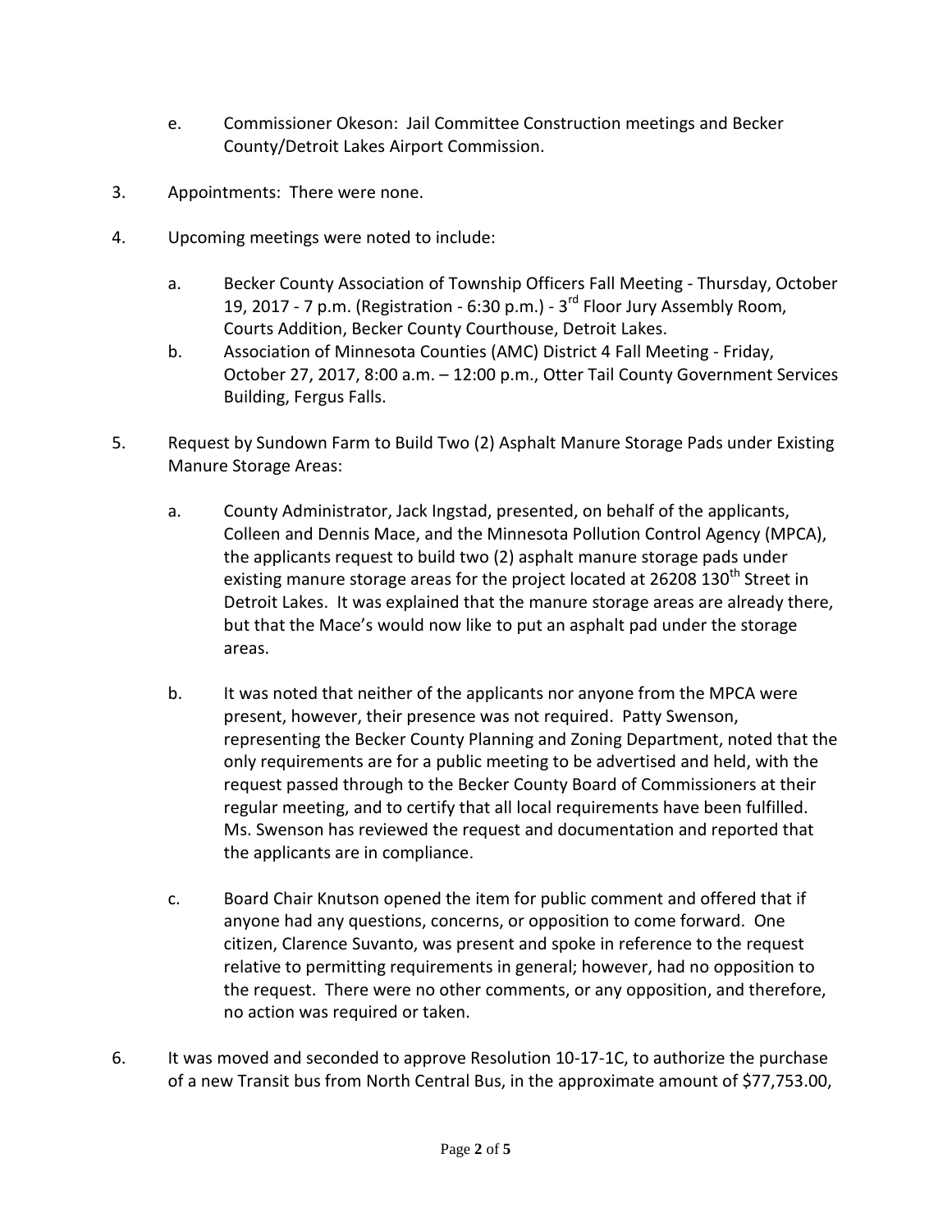e. Commissioner Okeson: Jail Committee Construction meetings and Becker County/Detroit Lakes Airport Commission.

3. Appointments: There were none.

4. Upcoming meetings were noted to include:

   a. Becker County Association of Township Officers Fall Meeting - Thursday, October 19, 2017 - 7 p.m. (Registration - 6:30 p.m.) - 3rd Floor Jury Assembly Room, Courts Addition, Becker County Courthouse, Detroit Lakes.
   b. Association of Minnesota Counties (AMC) District 4 Fall Meeting - Friday, October 27, 2017, 8:00 a.m. – 12:00 p.m., Otter Tail County Government Services Building, Fergus Falls.

5. Request by Sundown Farm to Build Two (2) Asphalt Manure Storage Pads under Existing Manure Storage Areas:

   a. County Administrator, Jack Ingstad, presented, on behalf of the applicants, Colleen and Dennis Mace, and the Minnesota Pollution Control Agency (MPCA), the applicants request to build two (2) asphalt manure storage pads under existing manure storage areas for the project located at 26208 130th Street in Detroit Lakes. It was explained that the manure storage areas are already there, but that the Mace's would now like to put an asphalt pad under the storage areas.

   b. It was noted that neither of the applicants nor anyone from the MPCA were present, however, their presence was not required. Patty Swenson, representing the Becker County Planning and Zoning Department, noted that the only requirements are for a public meeting to be advertised and held, with the request passed through to the Becker County Board of Commissioners at their regular meeting, and to certify that all local requirements have been fulfilled. Ms. Swenson has reviewed the request and documentation and reported that the applicants are in compliance.

   c. Board Chair Knutson opened the item for public comment and offered that if anyone had any questions, concerns, or opposition to come forward. One citizen, Clarence Suvanto, was present and spoke in reference to the request relative to permitting requirements in general; however, had no opposition to the request. There were no other comments, or any opposition, and therefore, no action was required or taken.

6. It was moved and seconded to approve Resolution 10-17-1C, to authorize the purchase of a new Transit bus from North Central Bus, in the approximate amount of $77,753.00,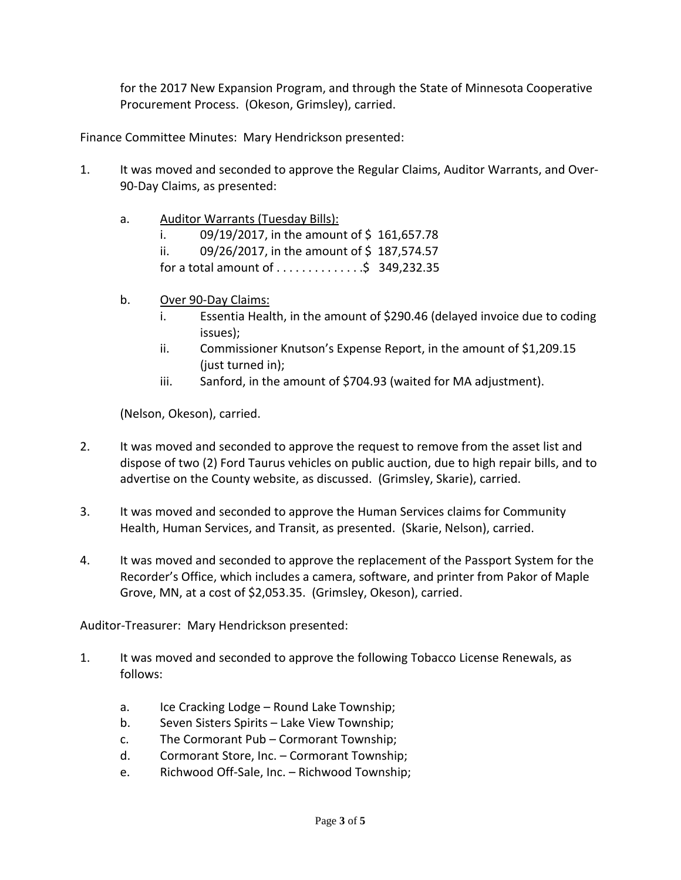for the 2017 New Expansion Program, and through the State of Minnesota Cooperative Procurement Process. (Okeson, Grimsley), carried.

Finance Committee Minutes: Mary Hendrickson presented:

1. It was moved and seconded to approve the Regular Claims, Auditor Warrants, and Over-90-Day Claims, as presented:

   a. <u>Auditor Warrants (Tuesday Bills):</u>
      i. 09/19/2017, in the amount of $ 161,657.78
      ii. 09/26/2017, in the amount of $ 187,574.57
      for a total amount of . . . . . . . . . . . . . .$ 349,232.35

   b. <u>Over 90-Day Claims:</u>
      i. Essentia Health, in the amount of $290.46 (delayed invoice due to coding issues);
      ii. Commissioner Knutson's Expense Report, in the amount of $1,209.15 (just turned in);
      iii. Sanford, in the amount of $704.93 (waited for MA adjustment).

   (Nelson, Okeson), carried.

2. It was moved and seconded to approve the request to remove from the asset list and dispose of two (2) Ford Taurus vehicles on public auction, due to high repair bills, and to advertise on the County website, as discussed. (Grimsley, Skarie), carried.

3. It was moved and seconded to approve the Human Services claims for Community Health, Human Services, and Transit, as presented. (Skarie, Nelson), carried.

4. It was moved and seconded to approve the replacement of the Passport System for the Recorder's Office, which includes a camera, software, and printer from Pakor of Maple Grove, MN, at a cost of $2,053.35. (Grimsley, Okeson), carried.

Auditor-Treasurer: Mary Hendrickson presented:

1. It was moved and seconded to approve the following Tobacco License Renewals, as follows:

   a. Ice Cracking Lodge – Round Lake Township;
   b. Seven Sisters Spirits – Lake View Township;
   c. The Cormorant Pub – Cormorant Township;
   d. Cormorant Store, Inc. – Cormorant Township;
   e. Richwood Off-Sale, Inc. – Richwood Township;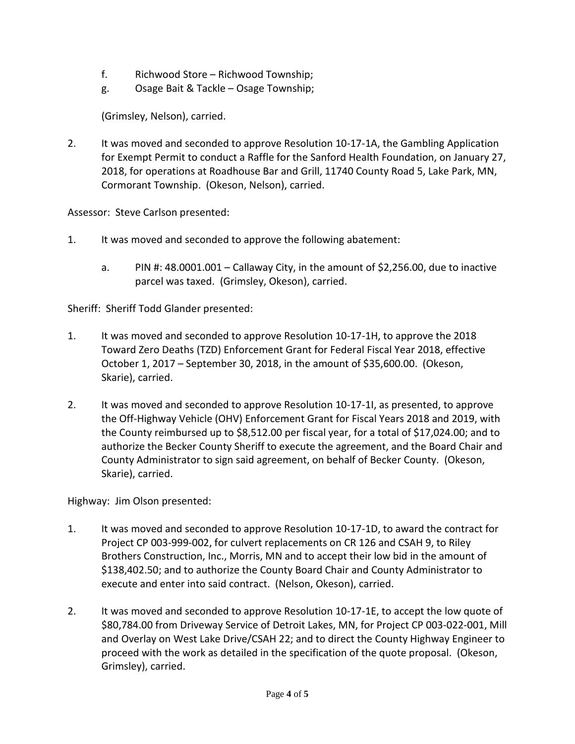f. Richwood Store – Richwood Township;
g. Osage Bait & Tackle – Osage Township;

(Grimsley, Nelson), carried.

2. It was moved and seconded to approve Resolution 10-17-1A, the Gambling Application for Exempt Permit to conduct a Raffle for the Sanford Health Foundation, on January 27, 2018, for operations at Roadhouse Bar and Grill, 11740 County Road 5, Lake Park, MN, Cormorant Township. (Okeson, Nelson), carried.

Assessor: Steve Carlson presented:

1. It was moved and seconded to approve the following abatement:

   a. PIN #: 48.0001.001 – Callaway City, in the amount of $2,256.00, due to inactive parcel was taxed. (Grimsley, Okeson), carried.

Sheriff: Sheriff Todd Glander presented:

1. It was moved and seconded to approve Resolution 10-17-1H, to approve the 2018 Toward Zero Deaths (TZD) Enforcement Grant for Federal Fiscal Year 2018, effective October 1, 2017 – September 30, 2018, in the amount of $35,600.00. (Okeson, Skarie), carried.

2. It was moved and seconded to approve Resolution 10-17-1I, as presented, to approve the Off-Highway Vehicle (OHV) Enforcement Grant for Fiscal Years 2018 and 2019, with the County reimbursed up to $8,512.00 per fiscal year, for a total of $17,024.00; and to authorize the Becker County Sheriff to execute the agreement, and the Board Chair and County Administrator to sign said agreement, on behalf of Becker County. (Okeson, Skarie), carried.

Highway: Jim Olson presented:

1. It was moved and seconded to approve Resolution 10-17-1D, to award the contract for Project CP 003-999-002, for culvert replacements on CR 126 and CSAH 9, to Riley Brothers Construction, Inc., Morris, MN and to accept their low bid in the amount of $138,402.50; and to authorize the County Board Chair and County Administrator to execute and enter into said contract. (Nelson, Okeson), carried.

2. It was moved and seconded to approve Resolution 10-17-1E, to accept the low quote of $80,784.00 from Driveway Service of Detroit Lakes, MN, for Project CP 003-022-001, Mill and Overlay on West Lake Drive/CSAH 22; and to direct the County Highway Engineer to proceed with the work as detailed in the specification of the quote proposal. (Okeson, Grimsley), carried.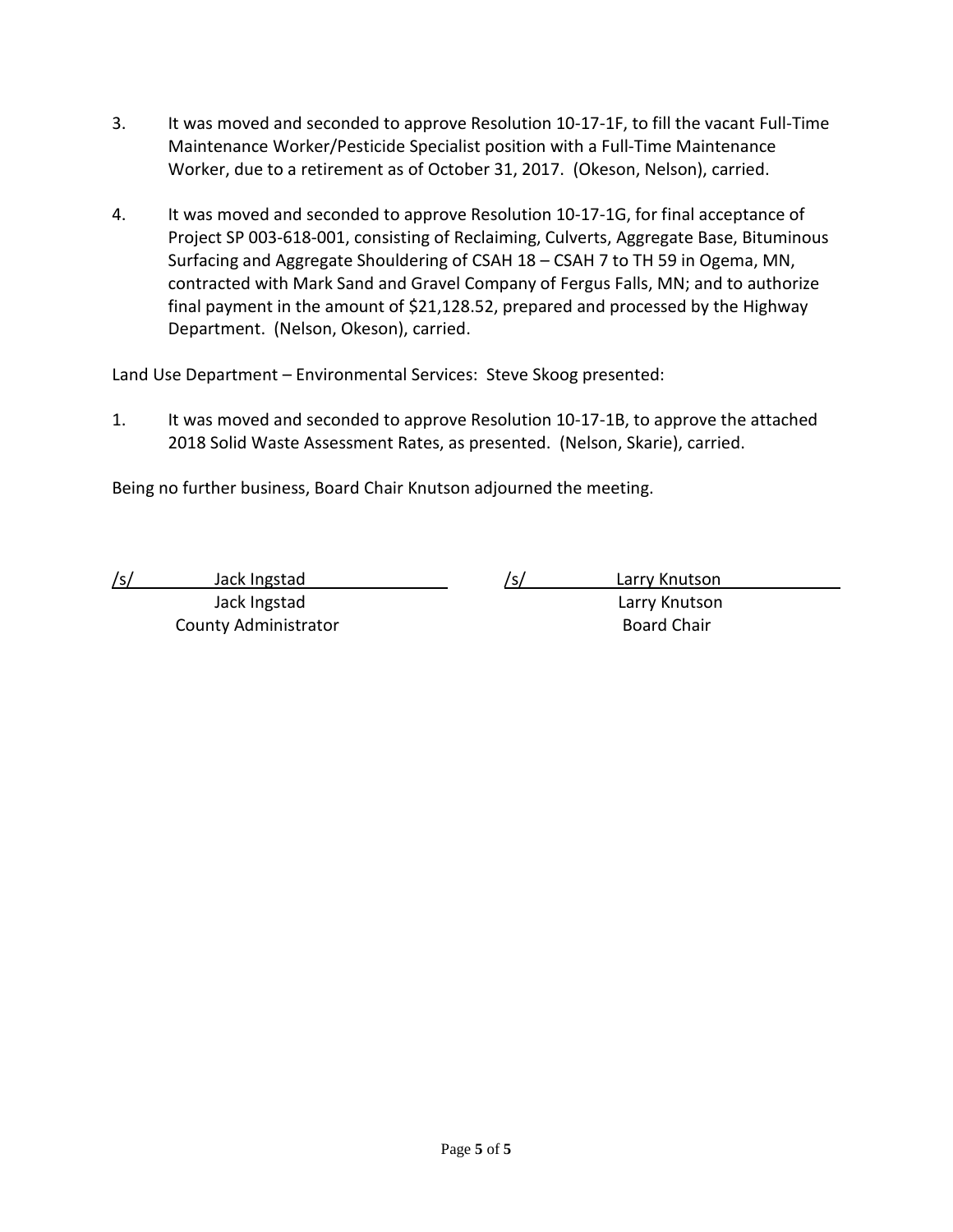3. It was moved and seconded to approve Resolution 10-17-1F, to fill the vacant Full-Time Maintenance Worker/Pesticide Specialist position with a Full-Time Maintenance Worker, due to a retirement as of October 31, 2017. (Okeson, Nelson), carried.

4. It was moved and seconded to approve Resolution 10-17-1G, for final acceptance of Project SP 003-618-001, consisting of Reclaiming, Culverts, Aggregate Base, Bituminous Surfacing and Aggregate Shouldering of CSAH 18 – CSAH 7 to TH 59 in Ogema, MN, contracted with Mark Sand and Gravel Company of Fergus Falls, MN; and to authorize final payment in the amount of $21,128.52, prepared and processed by the Highway Department. (Nelson, Okeson), carried.

Land Use Department – Environmental Services: Steve Skoog presented:

1. It was moved and seconded to approve Resolution 10-17-1B, to approve the attached 2018 Solid Waste Assessment Rates, as presented. (Nelson, Skarie), carried.

Being no further business, Board Chair Knutson adjourned the meeting.

/s/ Jack Ingstad
Jack Ingstad
County Administrator

/s/ Larry Knutson
Larry Knutson
Board Chair